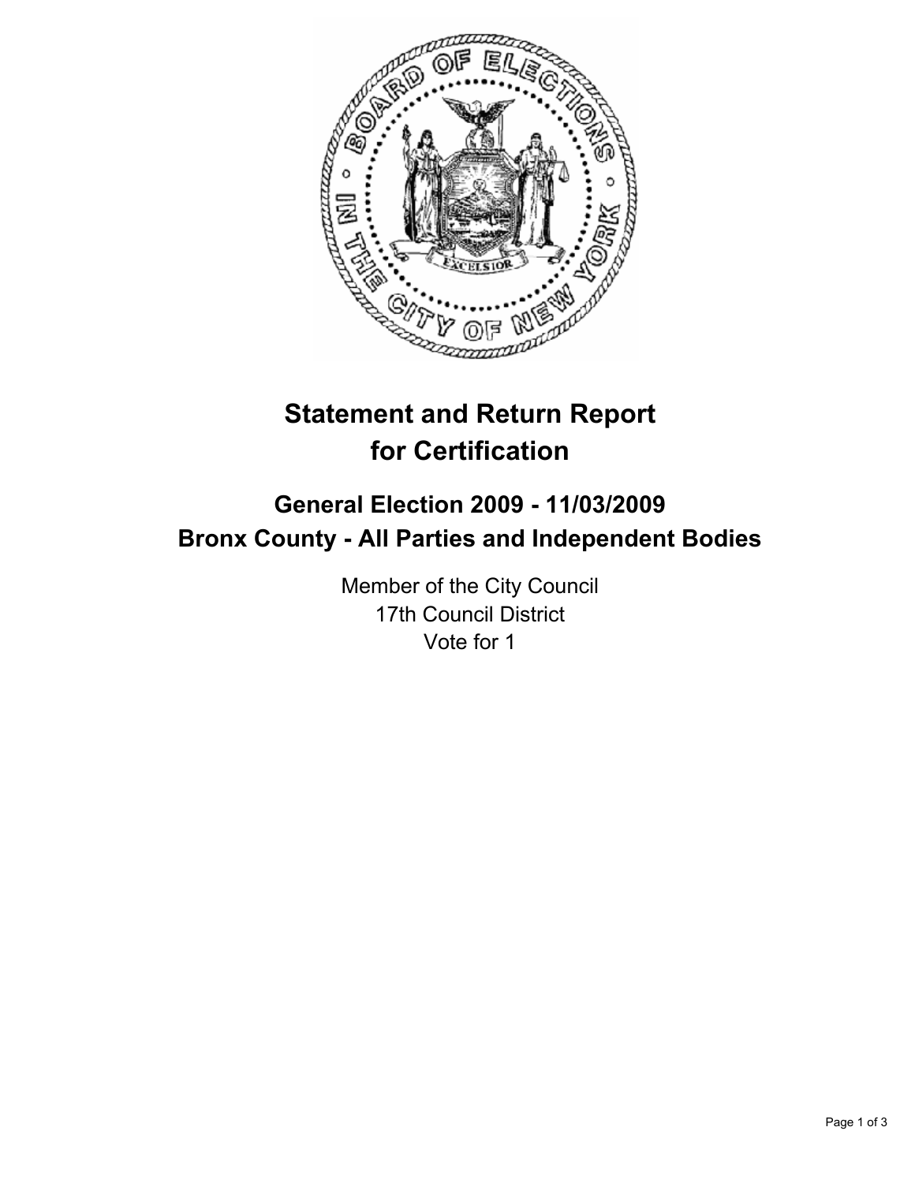# Statement and Return Report for Certification

## General Election 2009 - 11/03/2009
## Bronx County - All Parties and Independent Bodies

Member of the City Council
17th Council District
Vote for 1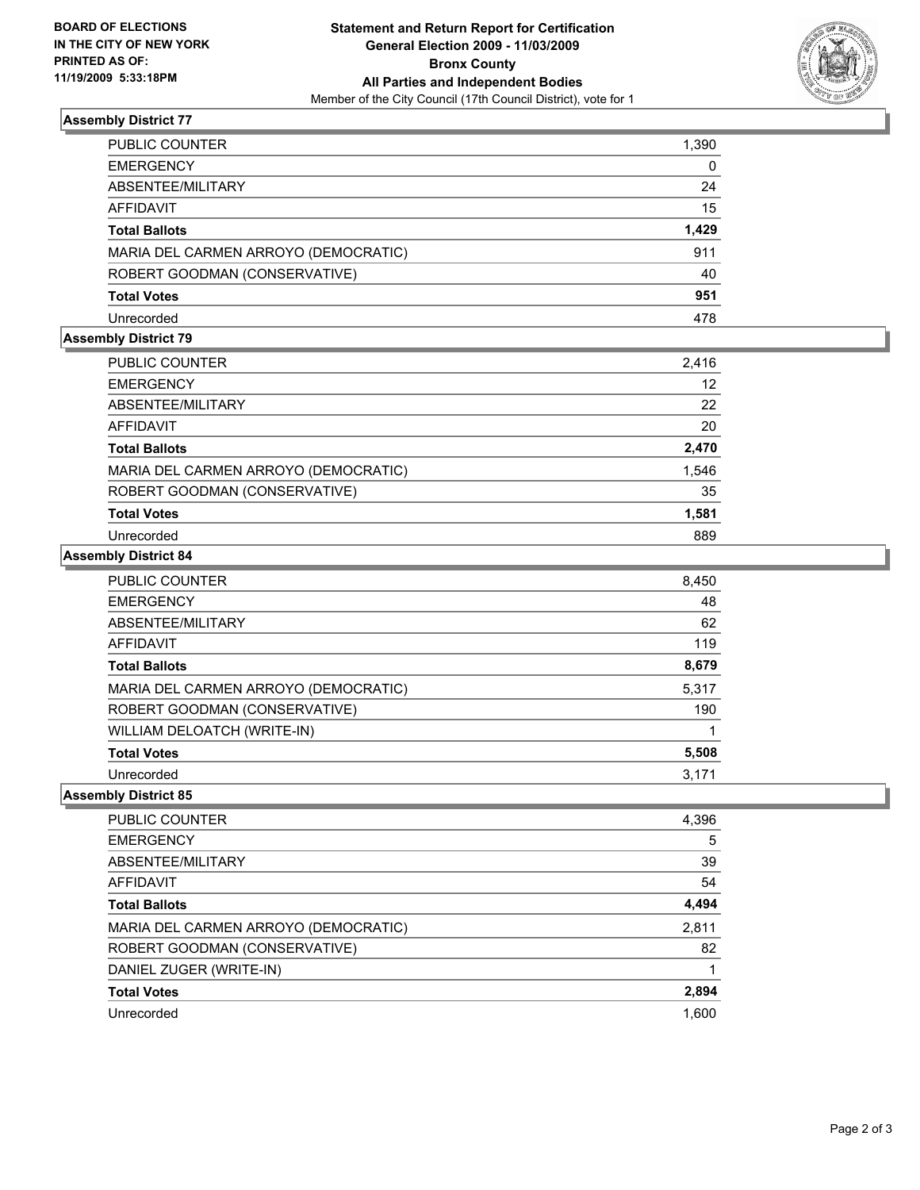**BOARD OF ELECTIONS IN THE CITY OF NEW YORK PRINTED AS OF: 11/19/2009 5:33:18PM**

# Statement and Return Report for Certification
## General Election 2009 - 11/03/2009
## Bronx County
## All Parties and Independent Bodies
Member of the City Council (17th Council District), vote for 1

### Assembly District 77

| | |
|---|---|
| PUBLIC COUNTER | 1,390 |
| EMERGENCY | 0 |
| ABSENTEE/MILITARY | 24 |
| AFFIDAVIT | 15 |
| **Total Ballots** | **1,429** |
| MARIA DEL CARMEN ARROYO (DEMOCRATIC) | 911 |
| ROBERT GOODMAN (CONSERVATIVE) | 40 |
| **Total Votes** | **951** |
| Unrecorded | 478 |

### Assembly District 79

| | |
|---|---|
| PUBLIC COUNTER | 2,416 |
| EMERGENCY | 12 |
| ABSENTEE/MILITARY | 22 |
| AFFIDAVIT | 20 |
| **Total Ballots** | **2,470** |
| MARIA DEL CARMEN ARROYO (DEMOCRATIC) | 1,546 |
| ROBERT GOODMAN (CONSERVATIVE) | 35 |
| **Total Votes** | **1,581** |
| Unrecorded | 889 |

### Assembly District 84

| | |
|---|---|
| PUBLIC COUNTER | 8,450 |
| EMERGENCY | 48 |
| ABSENTEE/MILITARY | 62 |
| AFFIDAVIT | 119 |
| **Total Ballots** | **8,679** |
| MARIA DEL CARMEN ARROYO (DEMOCRATIC) | 5,317 |
| ROBERT GOODMAN (CONSERVATIVE) | 190 |
| WILLIAM DELOATCH (WRITE-IN) | 1 |
| **Total Votes** | **5,508** |
| Unrecorded | 3,171 |

### Assembly District 85

| | |
|---|---|
| PUBLIC COUNTER | 4,396 |
| EMERGENCY | 5 |
| ABSENTEE/MILITARY | 39 |
| AFFIDAVIT | 54 |
| **Total Ballots** | **4,494** |
| MARIA DEL CARMEN ARROYO (DEMOCRATIC) | 2,811 |
| ROBERT GOODMAN (CONSERVATIVE) | 82 |
| DANIEL ZUGER (WRITE-IN) | 1 |
| **Total Votes** | **2,894** |
| Unrecorded | 1,600 |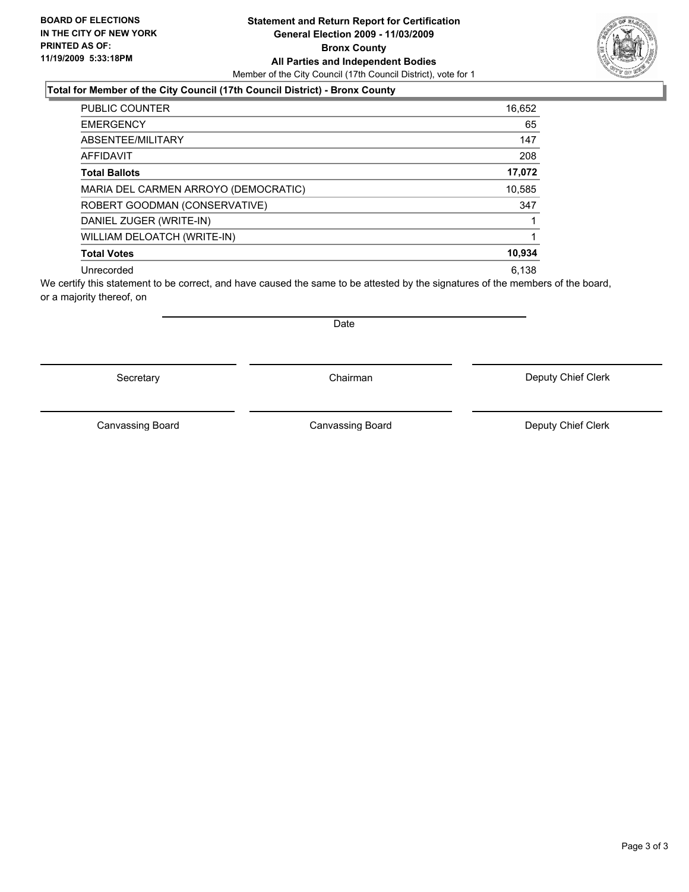**BOARD OF ELECTIONS IN THE CITY OF NEW YORK PRINTED AS OF: 11/19/2009 5:33:18PM**

**Statement and Return Report for Certification**
**General Election 2009 - 11/03/2009**
**Bronx County**
**All Parties and Independent Bodies**
Member of the City Council (17th Council District), vote for 1

### Total for Member of the City Council (17th Council District) - Bronx County

| | |
|---|---|
| PUBLIC COUNTER | 16,652 |
| EMERGENCY | 65 |
| ABSENTEE/MILITARY | 147 |
| AFFIDAVIT | 208 |
| **Total Ballots** | **17,072** |
| MARIA DEL CARMEN ARROYO (DEMOCRATIC) | 10,585 |
| ROBERT GOODMAN (CONSERVATIVE) | 347 |
| DANIEL ZUGER (WRITE-IN) | 1 |
| WILLIAM DELOATCH (WRITE-IN) | 1 |
| **Total Votes** | **10,934** |
| Unrecorded | 6,138 |

We certify this statement to be correct, and have caused the same to be attested by the signatures of the members of the board, or a majority thereof, on

Date

Secretary　　Chairman　　Deputy Chief Clerk

Canvassing Board　　Canvassing Board　　Deputy Chief Clerk